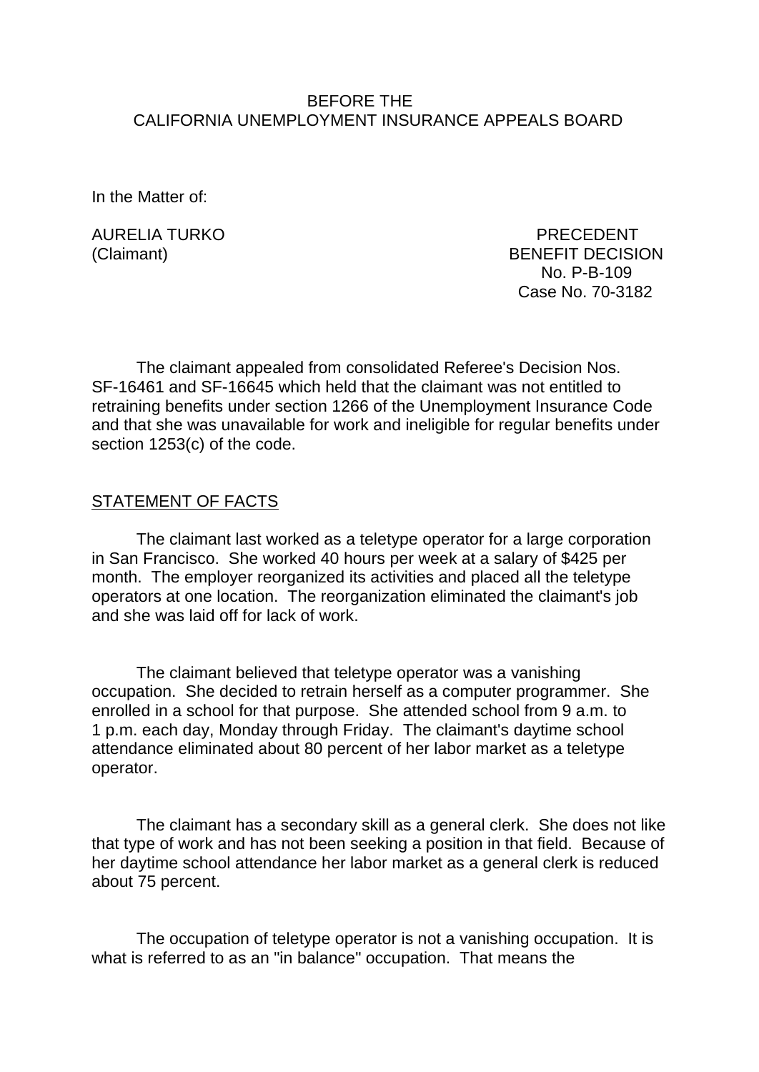BEFORE THE
CALIFORNIA UNEMPLOYMENT INSURANCE APPEALS BOARD

In the Matter of:

AURELIA TURKO
(Claimant)

PRECEDENT
BENEFIT DECISION
No. P-B-109
Case No. 70-3182

The claimant appealed from consolidated Referee's Decision Nos. SF-16461 and SF-16645 which held that the claimant was not entitled to retraining benefits under section 1266 of the Unemployment Insurance Code and that she was unavailable for work and ineligible for regular benefits under section 1253(c) of the code.

## STATEMENT OF FACTS

The claimant last worked as a teletype operator for a large corporation in San Francisco. She worked 40 hours per week at a salary of $425 per month. The employer reorganized its activities and placed all the teletype operators at one location. The reorganization eliminated the claimant's job and she was laid off for lack of work.

The claimant believed that teletype operator was a vanishing occupation. She decided to retrain herself as a computer programmer. She enrolled in a school for that purpose. She attended school from 9 a.m. to 1 p.m. each day, Monday through Friday. The claimant's daytime school attendance eliminated about 80 percent of her labor market as a teletype operator.

The claimant has a secondary skill as a general clerk. She does not like that type of work and has not been seeking a position in that field. Because of her daytime school attendance her labor market as a general clerk is reduced about 75 percent.

The occupation of teletype operator is not a vanishing occupation. It is what is referred to as an "in balance" occupation. That means the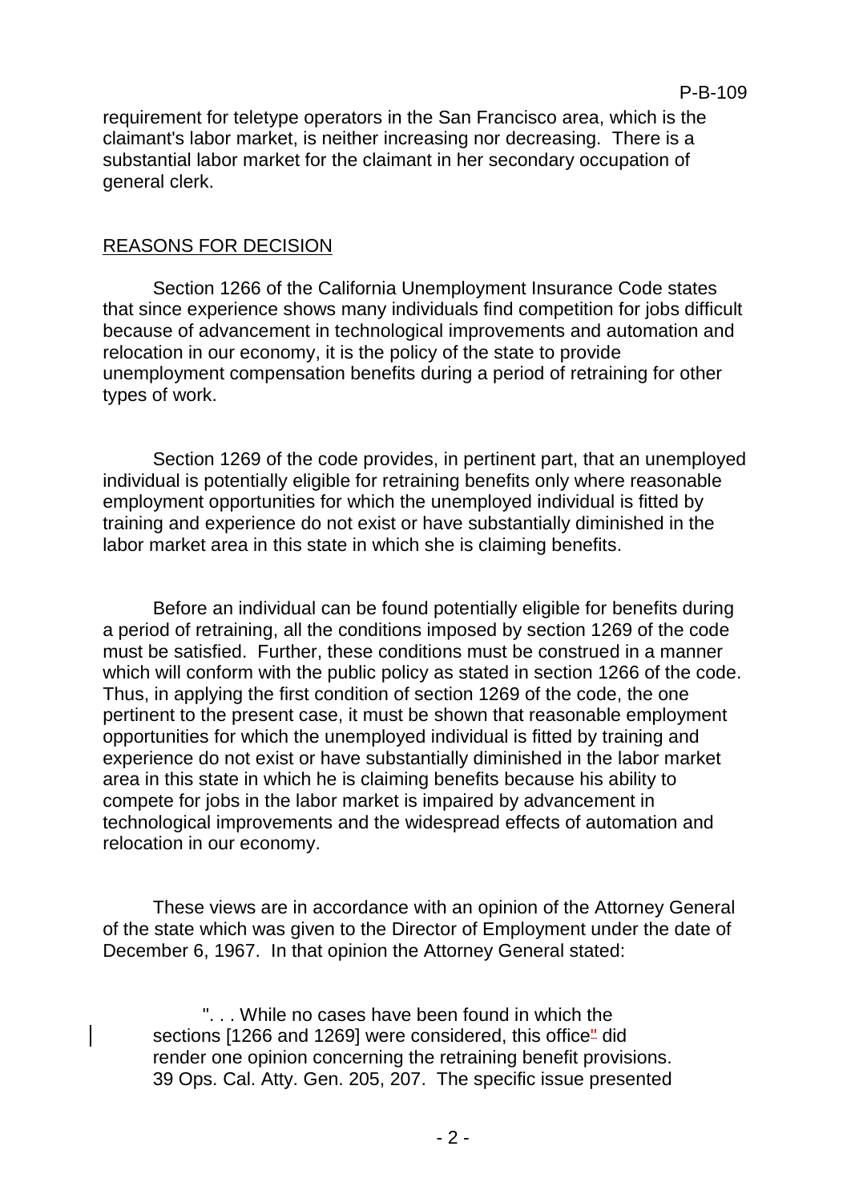requirement for teletype operators in the San Francisco area, which is the claimant's labor market, is neither increasing nor decreasing. There is a substantial labor market for the claimant in her secondary occupation of general clerk.

## REASONS FOR DECISION

Section 1266 of the California Unemployment Insurance Code states that since experience shows many individuals find competition for jobs difficult because of advancement in technological improvements and automation and relocation in our economy, it is the policy of the state to provide unemployment compensation benefits during a period of retraining for other types of work.

Section 1269 of the code provides, in pertinent part, that an unemployed individual is potentially eligible for retraining benefits only where reasonable employment opportunities for which the unemployed individual is fitted by training and experience do not exist or have substantially diminished in the labor market area in this state in which she is claiming benefits.

Before an individual can be found potentially eligible for benefits during a period of retraining, all the conditions imposed by section 1269 of the code must be satisfied. Further, these conditions must be construed in a manner which will conform with the public policy as stated in section 1266 of the code. Thus, in applying the first condition of section 1269 of the code, the one pertinent to the present case, it must be shown that reasonable employment opportunities for which the unemployed individual is fitted by training and experience do not exist or have substantially diminished in the labor market area in this state in which he is claiming benefits because his ability to compete for jobs in the labor market is impaired by advancement in technological improvements and the widespread effects of automation and relocation in our economy.

These views are in accordance with an opinion of the Attorney General of the state which was given to the Director of Employment under the date of December 6, 1967. In that opinion the Attorney General stated:

> ". . . While no cases have been found in which the sections [1266 and 1269] were considered, this office" did render one opinion concerning the retraining benefit provisions. 39 Ops. Cal. Atty. Gen. 205, 207. The specific issue presented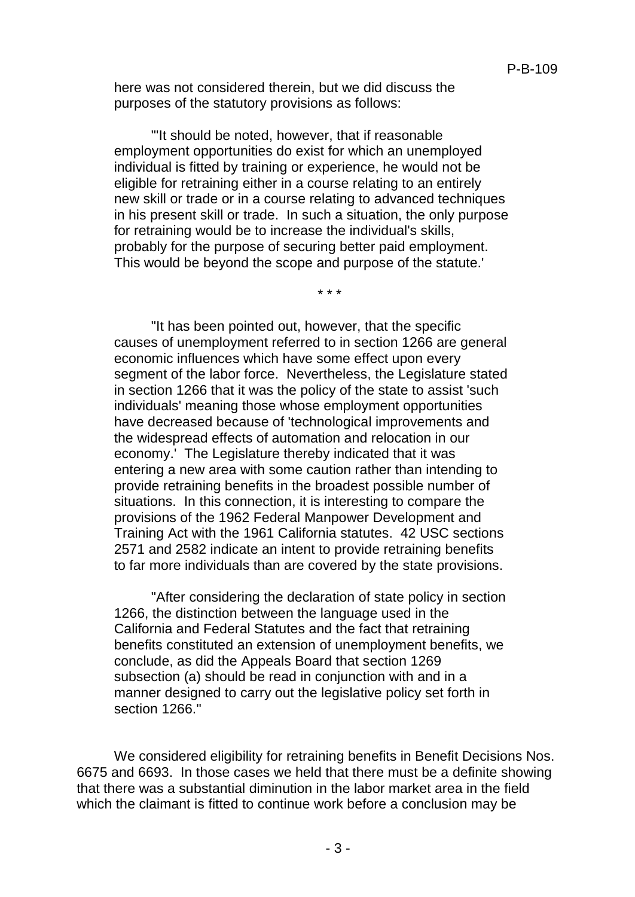here was not considered therein, but we did discuss the purposes of the statutory provisions as follows:

> "'It should be noted, however, that if reasonable employment opportunities do exist for which an unemployed individual is fitted by training or experience, he would not be eligible for retraining either in a course relating to an entirely new skill or trade or in a course relating to advanced techniques in his present skill or trade. In such a situation, the only purpose for retraining would be to increase the individual's skills, probably for the purpose of securing better paid employment. This would be beyond the scope and purpose of the statute.'
>
> \* \* \*
>
> "It has been pointed out, however, that the specific causes of unemployment referred to in section 1266 are general economic influences which have some effect upon every segment of the labor force. Nevertheless, the Legislature stated in section 1266 that it was the policy of the state to assist 'such individuals' meaning those whose employment opportunities have decreased because of 'technological improvements and the widespread effects of automation and relocation in our economy.' The Legislature thereby indicated that it was entering a new area with some caution rather than intending to provide retraining benefits in the broadest possible number of situations. In this connection, it is interesting to compare the provisions of the 1962 Federal Manpower Development and Training Act with the 1961 California statutes. 42 USC sections 2571 and 2582 indicate an intent to provide retraining benefits to far more individuals than are covered by the state provisions.
>
> "After considering the declaration of state policy in section 1266, the distinction between the language used in the California and Federal Statutes and the fact that retraining benefits constituted an extension of unemployment benefits, we conclude, as did the Appeals Board that section 1269 subsection (a) should be read in conjunction with and in a manner designed to carry out the legislative policy set forth in section 1266."

We considered eligibility for retraining benefits in Benefit Decisions Nos. 6675 and 6693. In those cases we held that there must be a definite showing that there was a substantial diminution in the labor market area in the field which the claimant is fitted to continue work before a conclusion may be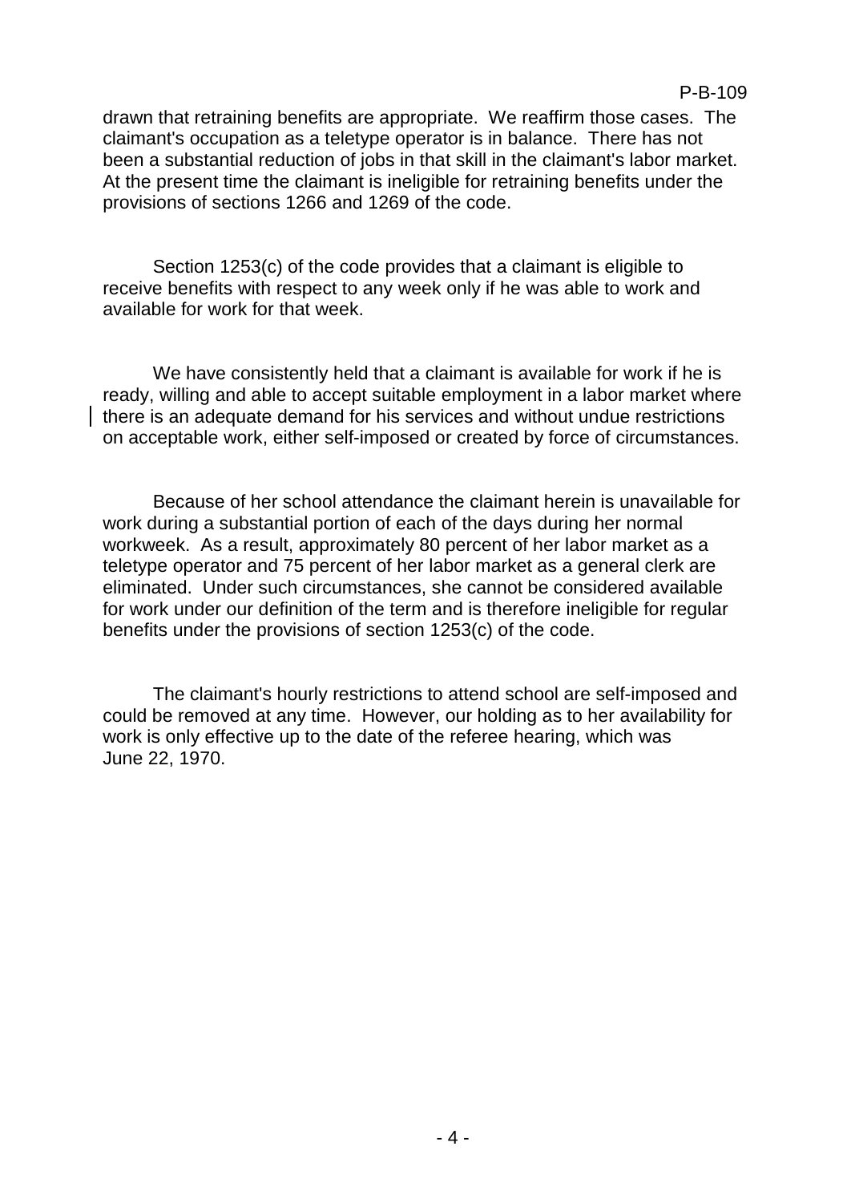drawn that retraining benefits are appropriate. We reaffirm those cases. The claimant's occupation as a teletype operator is in balance. There has not been a substantial reduction of jobs in that skill in the claimant's labor market. At the present time the claimant is ineligible for retraining benefits under the provisions of sections 1266 and 1269 of the code.

Section 1253(c) of the code provides that a claimant is eligible to receive benefits with respect to any week only if he was able to work and available for work for that week.

We have consistently held that a claimant is available for work if he is ready, willing and able to accept suitable employment in a labor market where there is an adequate demand for his services and without undue restrictions on acceptable work, either self-imposed or created by force of circumstances.

Because of her school attendance the claimant herein is unavailable for work during a substantial portion of each of the days during her normal workweek. As a result, approximately 80 percent of her labor market as a teletype operator and 75 percent of her labor market as a general clerk are eliminated. Under such circumstances, she cannot be considered available for work under our definition of the term and is therefore ineligible for regular benefits under the provisions of section 1253(c) of the code.

The claimant's hourly restrictions to attend school are self-imposed and could be removed at any time. However, our holding as to her availability for work is only effective up to the date of the referee hearing, which was June 22, 1970.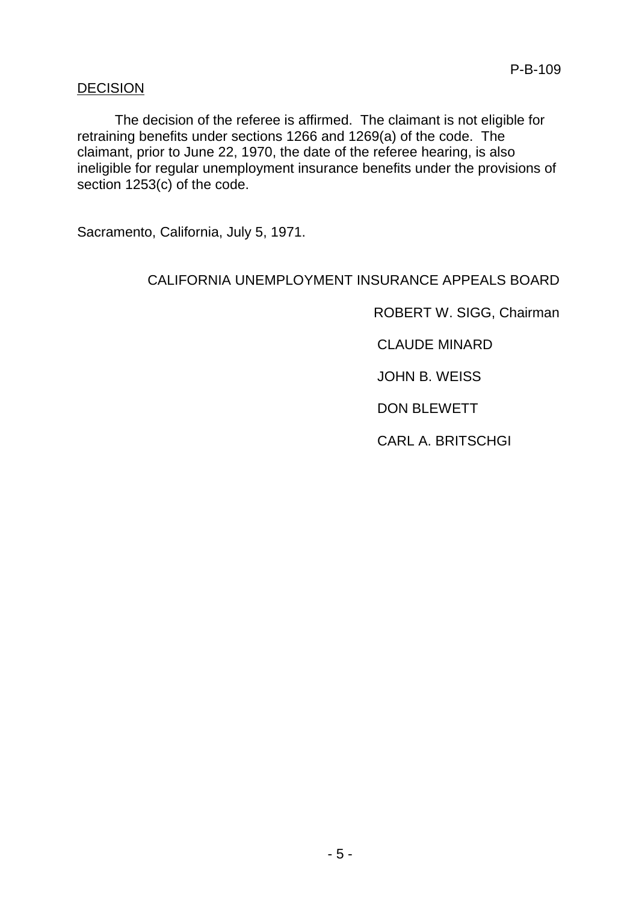## DECISION

The decision of the referee is affirmed. The claimant is not eligible for retraining benefits under sections 1266 and 1269(a) of the code. The claimant, prior to June 22, 1970, the date of the referee hearing, is also ineligible for regular unemployment insurance benefits under the provisions of section 1253(c) of the code.

Sacramento, California, July 5, 1971.

CALIFORNIA UNEMPLOYMENT INSURANCE APPEALS BOARD

ROBERT W. SIGG, Chairman

CLAUDE MINARD

JOHN B. WEISS

DON BLEWETT

CARL A. BRITSCHGI